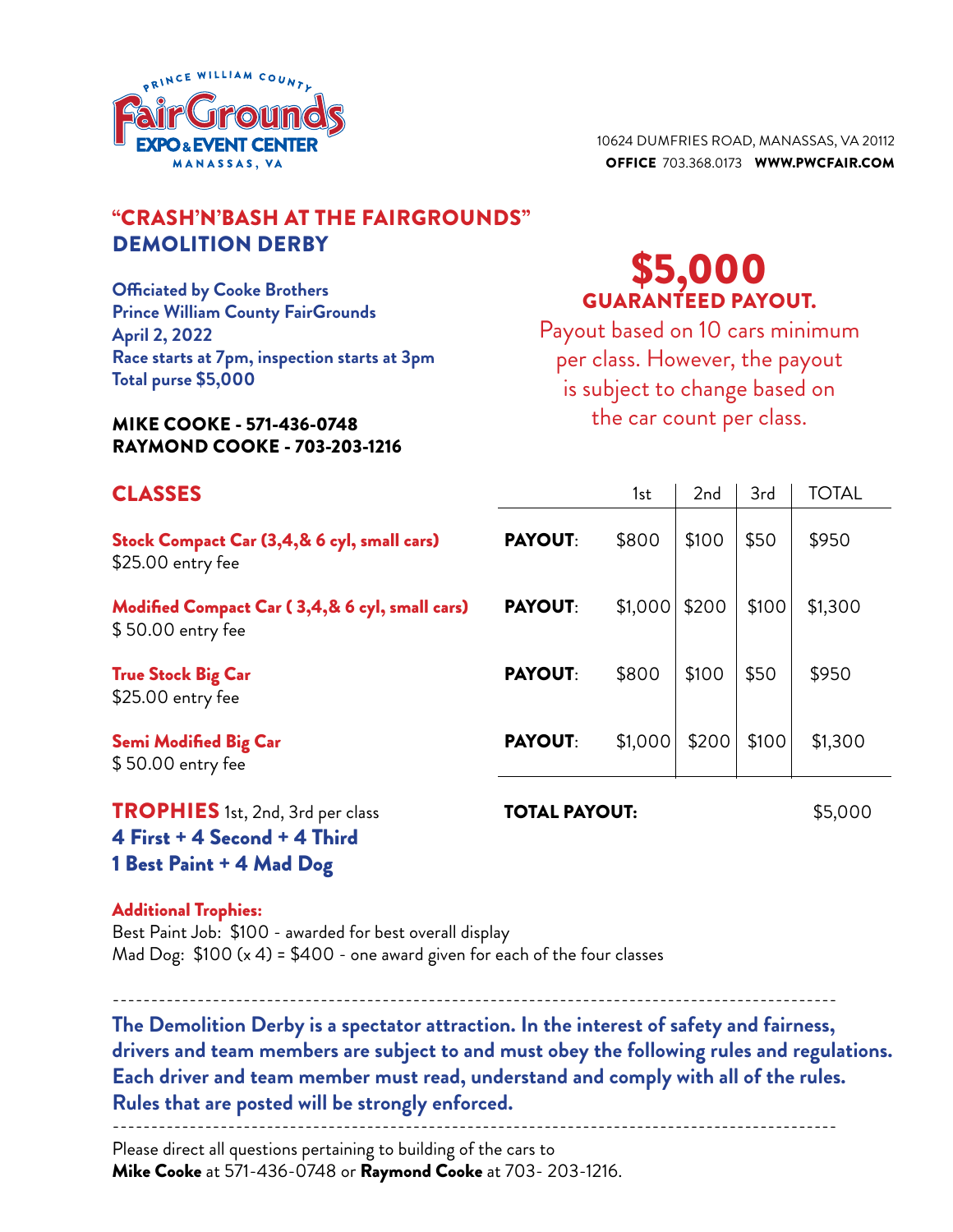PRINCE WILLIAM COUNTY FairGrounds EXPO & EVENT CENTER MANASSAS, VA

10624 DUMFRIES ROAD, MANASSAS, VA 20112
**OFFICE** 703.368.0173 **WWW.PWCFAIR.COM**

# "CRASH'N'BASH AT THE FAIRGROUNDS" DEMOLITION DERBY

**Officiated by Cooke Brothers**
**Prince William County FairGrounds**
**April 2, 2022**
**Race starts at 7pm, inspection starts at 3pm**
**Total purse $5,000**

**MIKE COOKE - 571-436-0748**
**RAYMOND COOKE - 703-203-1216**

## $5,000 GUARANTEED PAYOUT.

Payout based on 10 cars minimum per class. However, the payout is subject to change based on the car count per class.

## CLASSES

| Class | | 1st | 2nd | 3rd | TOTAL |
|---|---|---|---|---|---|
| **Stock Compact Car (3,4,& 6 cyl, small cars)** $25.00 entry fee | **PAYOUT**: | $800 | $100 | $50 | $950 |
| **Modified Compact Car ( 3,4,& 6 cyl, small cars)** $ 50.00 entry fee | **PAYOUT**: | $1,000 | $200 | $100 | $1,300 |
| **True Stock Big Car** $25.00 entry fee | **PAYOUT**: | $800 | $100 | $50 | $950 |
| **Semi Modified Big Car** $ 50.00 entry fee | **PAYOUT**: | $1,000 | $200 | $100 | $1,300 |
| | **TOTAL PAYOUT:** | | | | $5,000 |

**TROPHIES** 1st, 2nd, 3rd per class
**4 First + 4 Second + 4 Third**
**1 Best Paint + 4 Mad Dog**

**Additional Trophies:**
Best Paint Job: $100 - awarded for best overall display
Mad Dog: $100 (x 4) = $400 - one award given for each of the four classes

---

**The Demolition Derby is a spectator attraction. In the interest of safety and fairness, drivers and team members are subject to and must obey the following rules and regulations. Each driver and team member must read, understand and comply with all of the rules. Rules that are posted will be strongly enforced.**

---

Please direct all questions pertaining to building of the cars to **Mike Cooke** at 571-436-0748 or **Raymond Cooke** at 703- 203-1216.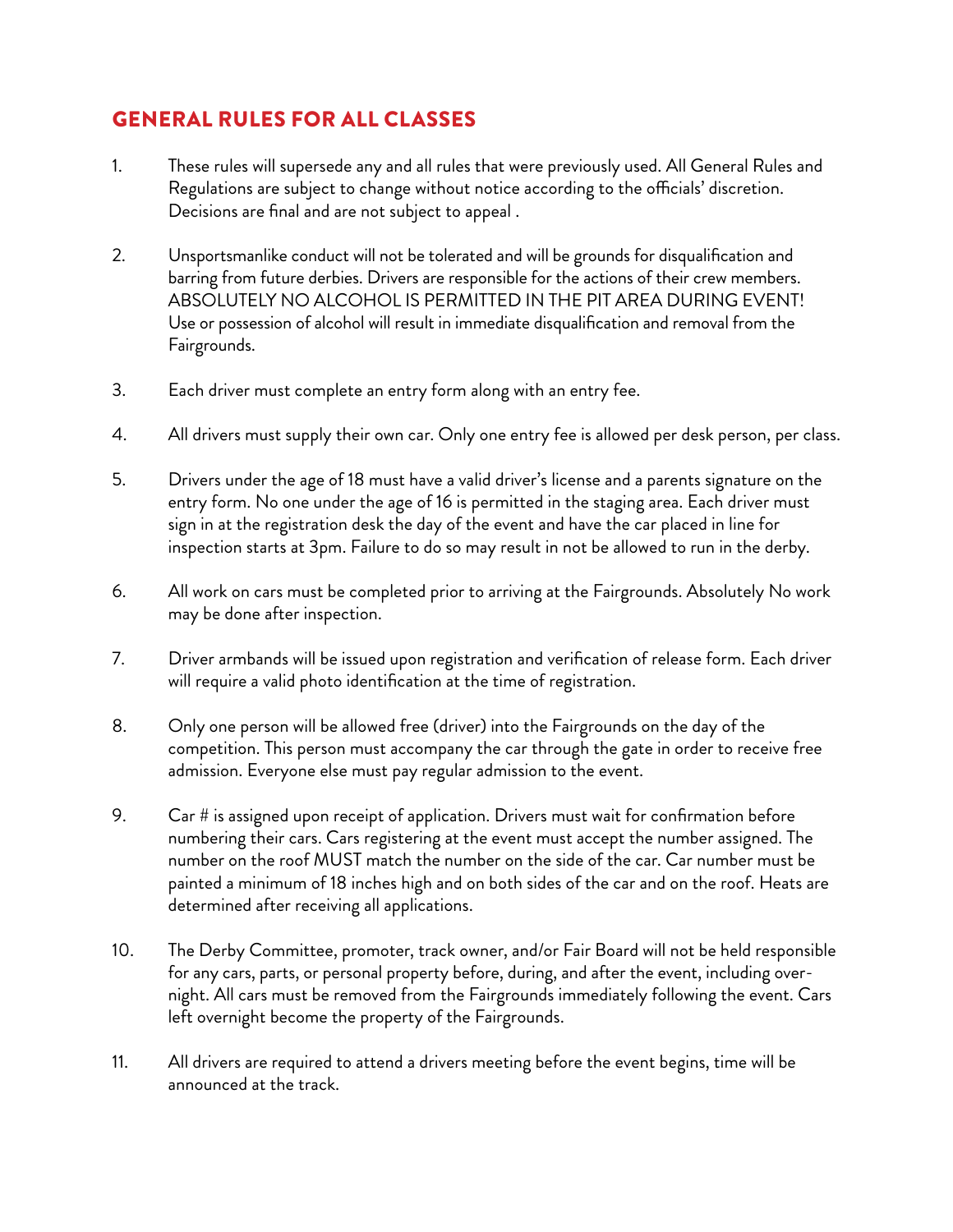## GENERAL RULES FOR ALL CLASSES

1. These rules will supersede any and all rules that were previously used. All General Rules and Regulations are subject to change without notice according to the officials' discretion. Decisions are final and are not subject to appeal .

2. Unsportsmanlike conduct will not be tolerated and will be grounds for disqualification and barring from future derbies. Drivers are responsible for the actions of their crew members. ABSOLUTELY NO ALCOHOL IS PERMITTED IN THE PIT AREA DURING EVENT! Use or possession of alcohol will result in immediate disqualification and removal from the Fairgrounds.

3. Each driver must complete an entry form along with an entry fee.

4. All drivers must supply their own car. Only one entry fee is allowed per desk person, per class.

5. Drivers under the age of 18 must have a valid driver's license and a parents signature on the entry form. No one under the age of 16 is permitted in the staging area. Each driver must sign in at the registration desk the day of the event and have the car placed in line for inspection starts at 3pm. Failure to do so may result in not be allowed to run in the derby.

6. All work on cars must be completed prior to arriving at the Fairgrounds. Absolutely No work may be done after inspection.

7. Driver armbands will be issued upon registration and verification of release form. Each driver will require a valid photo identification at the time of registration.

8. Only one person will be allowed free (driver) into the Fairgrounds on the day of the competition. This person must accompany the car through the gate in order to receive free admission. Everyone else must pay regular admission to the event.

9. Car # is assigned upon receipt of application. Drivers must wait for confirmation before numbering their cars. Cars registering at the event must accept the number assigned. The number on the roof MUST match the number on the side of the car. Car number must be painted a minimum of 18 inches high and on both sides of the car and on the roof. Heats are determined after receiving all applications.

10. The Derby Committee, promoter, track owner, and/or Fair Board will not be held responsible for any cars, parts, or personal property before, during, and after the event, including overnight. All cars must be removed from the Fairgrounds immediately following the event. Cars left overnight become the property of the Fairgrounds.

11. All drivers are required to attend a drivers meeting before the event begins, time will be announced at the track.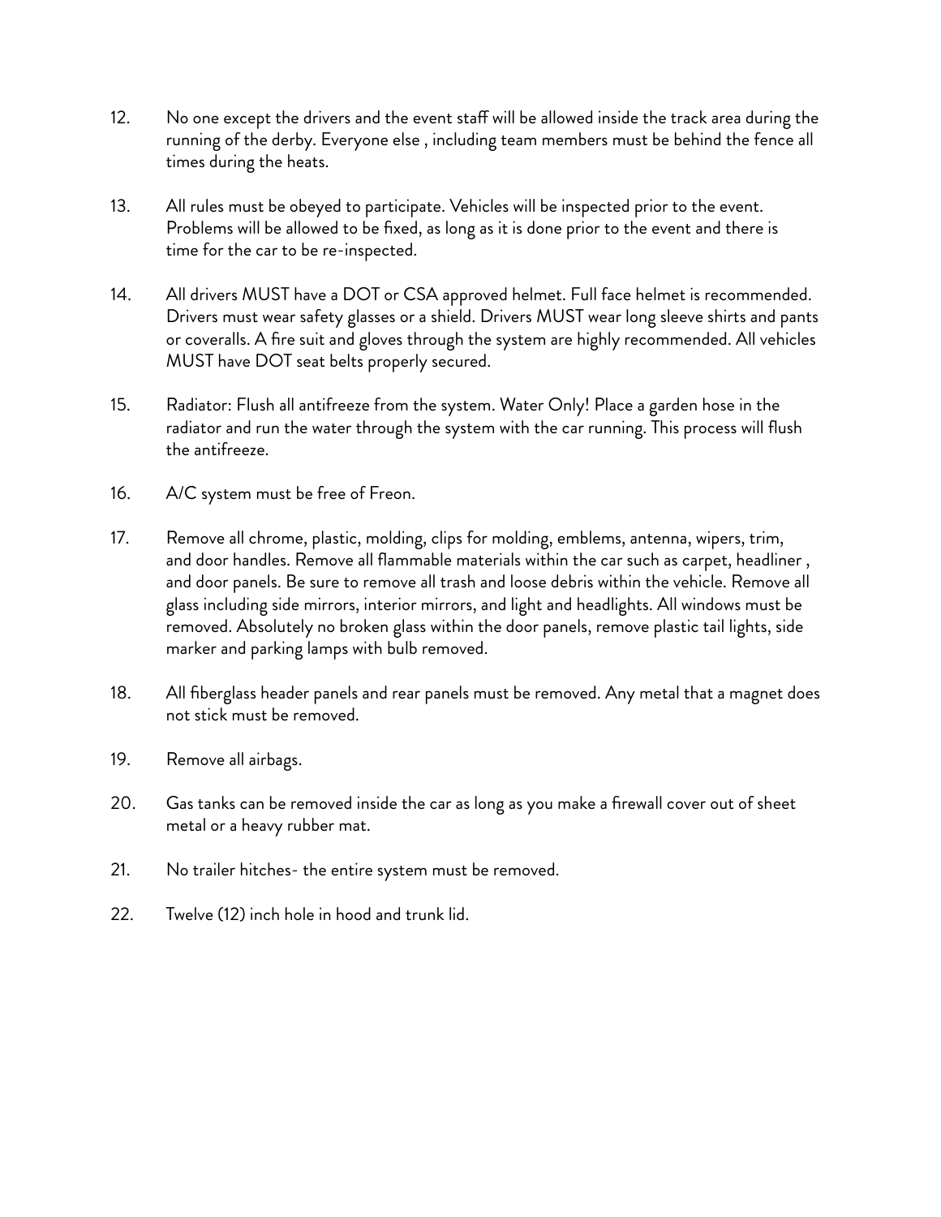12. No one except the drivers and the event staff will be allowed inside the track area during the running of the derby. Everyone else , including team members must be behind the fence all times during the heats.

13. All rules must be obeyed to participate. Vehicles will be inspected prior to the event. Problems will be allowed to be fixed, as long as it is done prior to the event and there is time for the car to be re-inspected.

14. All drivers MUST have a DOT or CSA approved helmet. Full face helmet is recommended. Drivers must wear safety glasses or a shield. Drivers MUST wear long sleeve shirts and pants or coveralls. A fire suit and gloves through the system are highly recommended. All vehicles MUST have DOT seat belts properly secured.

15. Radiator: Flush all antifreeze from the system. Water Only! Place a garden hose in the radiator and run the water through the system with the car running. This process will flush the antifreeze.

16. A/C system must be free of Freon.

17. Remove all chrome, plastic, molding, clips for molding, emblems, antenna, wipers, trim, and door handles. Remove all flammable materials within the car such as carpet, headliner , and door panels. Be sure to remove all trash and loose debris within the vehicle. Remove all glass including side mirrors, interior mirrors, and light and headlights. All windows must be removed. Absolutely no broken glass within the door panels, remove plastic tail lights, side marker and parking lamps with bulb removed.

18. All fiberglass header panels and rear panels must be removed. Any metal that a magnet does not stick must be removed.

19. Remove all airbags.

20. Gas tanks can be removed inside the car as long as you make a firewall cover out of sheet metal or a heavy rubber mat.

21. No trailer hitches- the entire system must be removed.

22. Twelve (12) inch hole in hood and trunk lid.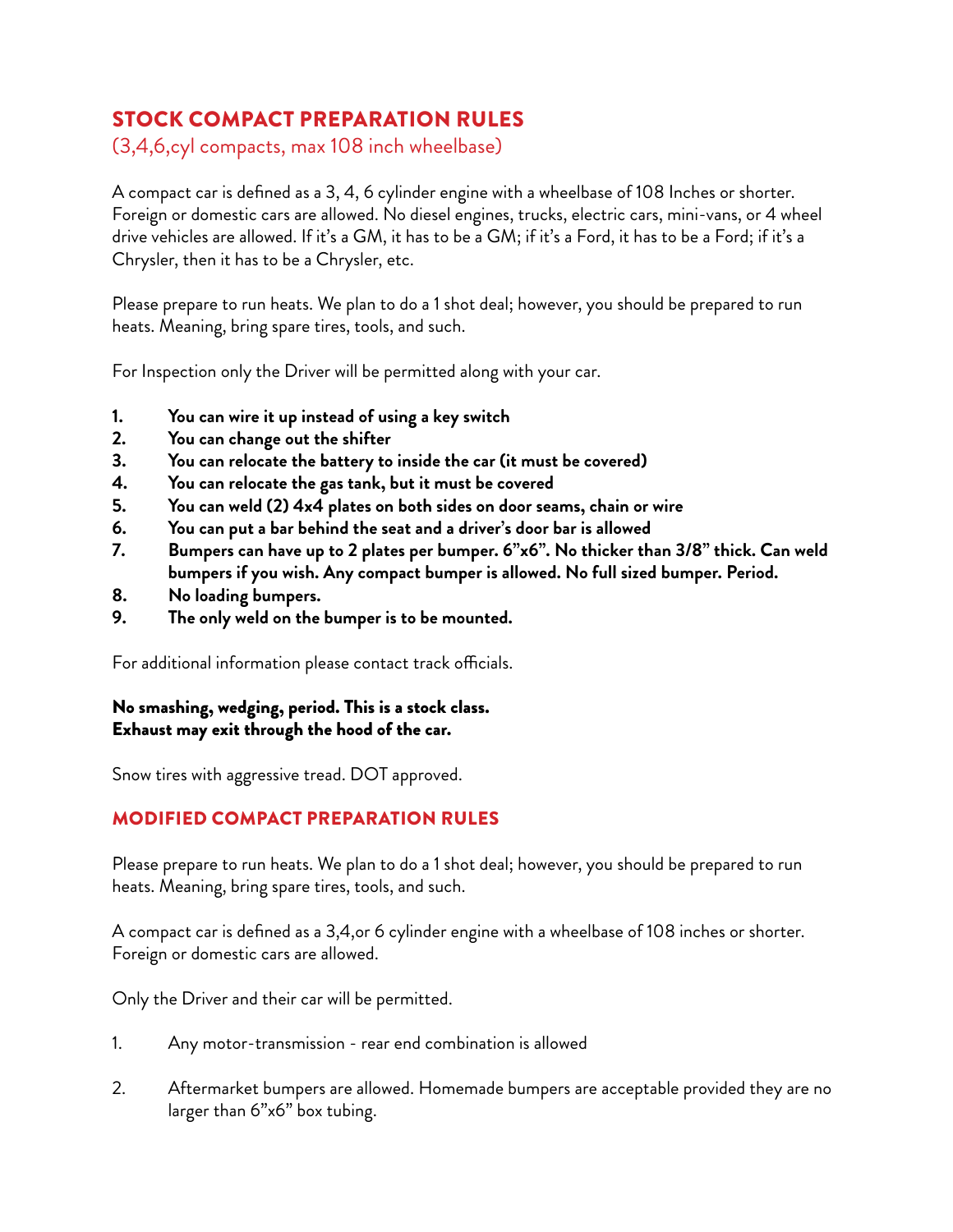## STOCK COMPACT PREPARATION RULES

(3,4,6,cyl compacts, max 108 inch wheelbase)

A compact car is defined as a 3, 4, 6 cylinder engine with a wheelbase of 108 Inches or shorter. Foreign or domestic cars are allowed. No diesel engines, trucks, electric cars, mini-vans, or 4 wheel drive vehicles are allowed. If it's a GM, it has to be a GM; if it's a Ford, it has to be a Ford; if it's a Chrysler, then it has to be a Chrysler, etc.

Please prepare to run heats. We plan to do a 1 shot deal; however, you should be prepared to run heats. Meaning, bring spare tires, tools, and such.

For Inspection only the Driver will be permitted along with your car.

1. **You can wire it up instead of using a key switch**
2. **You can change out the shifter**
3. **You can relocate the battery to inside the car (it must be covered)**
4. **You can relocate the gas tank, but it must be covered**
5. **You can weld (2) 4x4 plates on both sides on door seams, chain or wire**
6. **You can put a bar behind the seat and a driver's door bar is allowed**
7. **Bumpers can have up to 2 plates per bumper. 6"x6". No thicker than 3/8" thick. Can weld bumpers if you wish. Any compact bumper is allowed. No full sized bumper. Period.**
8. **No loading bumpers.**
9. **The only weld on the bumper is to be mounted.**

For additional information please contact track officials.

**No smashing, wedging, period. This is a stock class.**
**Exhaust may exit through the hood of the car.**

Snow tires with aggressive tread. DOT approved.

## MODIFIED COMPACT PREPARATION RULES

Please prepare to run heats. We plan to do a 1 shot deal; however, you should be prepared to run heats. Meaning, bring spare tires, tools, and such.

A compact car is defined as a 3,4,or 6 cylinder engine with a wheelbase of 108 inches or shorter. Foreign or domestic cars are allowed.

Only the Driver and their car will be permitted.

1. Any motor-transmission - rear end combination is allowed

2. Aftermarket bumpers are allowed. Homemade bumpers are acceptable provided they are no larger than 6"x6" box tubing.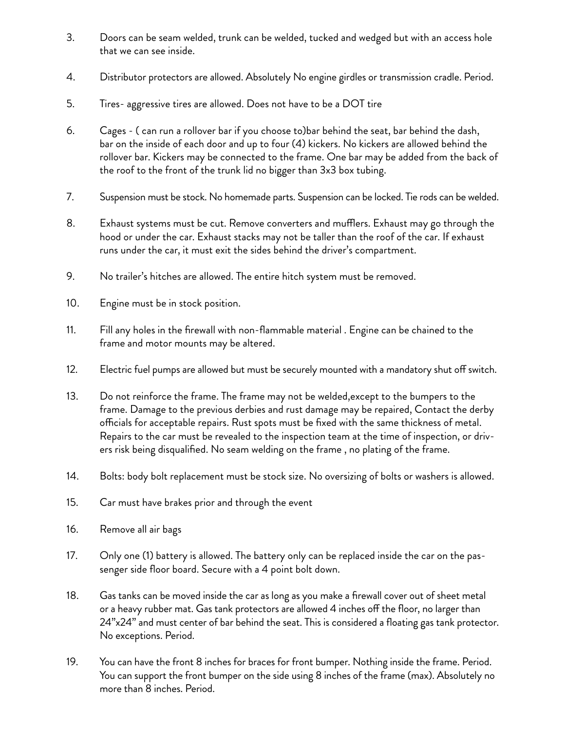3. Doors can be seam welded, trunk can be welded, tucked and wedged but with an access hole that we can see inside.

4. Distributor protectors are allowed. Absolutely No engine girdles or transmission cradle. Period.

5. Tires- aggressive tires are allowed. Does not have to be a DOT tire

6. Cages - ( can run a rollover bar if you choose to)bar behind the seat, bar behind the dash, bar on the inside of each door and up to four (4) kickers. No kickers are allowed behind the rollover bar. Kickers may be connected to the frame. One bar may be added from the back of the roof to the front of the trunk lid no bigger than 3x3 box tubing.

7. Suspension must be stock. No homemade parts. Suspension can be locked. Tie rods can be welded.

8. Exhaust systems must be cut. Remove converters and mufflers. Exhaust may go through the hood or under the car. Exhaust stacks may not be taller than the roof of the car. If exhaust runs under the car, it must exit the sides behind the driver's compartment.

9. No trailer's hitches are allowed. The entire hitch system must be removed.

10. Engine must be in stock position.

11. Fill any holes in the firewall with non-flammable material . Engine can be chained to the frame and motor mounts may be altered.

12. Electric fuel pumps are allowed but must be securely mounted with a mandatory shut off switch.

13. Do not reinforce the frame. The frame may not be welded,except to the bumpers to the frame. Damage to the previous derbies and rust damage may be repaired, Contact the derby officials for acceptable repairs. Rust spots must be fixed with the same thickness of metal. Repairs to the car must be revealed to the inspection team at the time of inspection, or drivers risk being disqualified. No seam welding on the frame , no plating of the frame.

14. Bolts: body bolt replacement must be stock size. No oversizing of bolts or washers is allowed.

15. Car must have brakes prior and through the event

16. Remove all air bags

17. Only one (1) battery is allowed. The battery only can be replaced inside the car on the passenger side floor board. Secure with a 4 point bolt down.

18. Gas tanks can be moved inside the car as long as you make a firewall cover out of sheet metal or a heavy rubber mat. Gas tank protectors are allowed 4 inches off the floor, no larger than 24"x24" and must center of bar behind the seat. This is considered a floating gas tank protector. No exceptions. Period.

19. You can have the front 8 inches for braces for front bumper. Nothing inside the frame. Period. You can support the front bumper on the side using 8 inches of the frame (max). Absolutely no more than 8 inches. Period.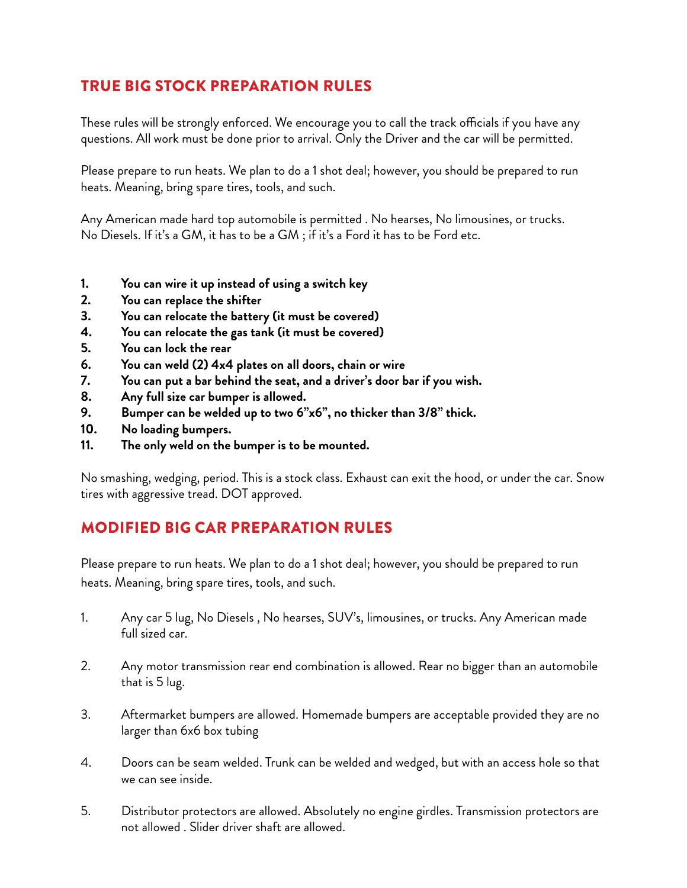## TRUE BIG STOCK PREPARATION RULES

These rules will be strongly enforced. We encourage you to call the track officials if you have any questions. All work must be done prior to arrival. Only the Driver and the car will be permitted.

Please prepare to run heats. We plan to do a 1 shot deal; however, you should be prepared to run heats. Meaning, bring spare tires, tools, and such.

Any American made hard top automobile is permitted . No hearses, No limousines, or trucks. No Diesels. If it's a GM, it has to be a GM ; if it's a Ford it has to be Ford etc.

1. **You can wire it up instead of using a switch key**
2. **You can replace the shifter**
3. **You can relocate the battery (it must be covered)**
4. **You can relocate the gas tank (it must be covered)**
5. **You can lock the rear**
6. **You can weld (2) 4x4 plates on all doors, chain or wire**
7. **You can put a bar behind the seat, and a driver's door bar if you wish.**
8. **Any full size car bumper is allowed.**
9. **Bumper can be welded up to two 6"x6", no thicker than 3/8" thick.**
10. **No loading bumpers.**
11. **The only weld on the bumper is to be mounted.**

No smashing, wedging, period. This is a stock class. Exhaust can exit the hood, or under the car. Snow tires with aggressive tread. DOT approved.

## MODIFIED BIG CAR PREPARATION RULES

Please prepare to run heats. We plan to do a 1 shot deal; however, you should be prepared to run heats. Meaning, bring spare tires, tools, and such.

1. Any car 5 lug, No Diesels , No hearses, SUV's, limousines, or trucks. Any American made full sized car.
2. Any motor transmission rear end combination is allowed. Rear no bigger than an automobile that is 5 lug.
3. Aftermarket bumpers are allowed. Homemade bumpers are acceptable provided they are no larger than 6x6 box tubing
4. Doors can be seam welded. Trunk can be welded and wedged, but with an access hole so that we can see inside.
5. Distributor protectors are allowed. Absolutely no engine girdles. Transmission protectors are not allowed . Slider driver shaft are allowed.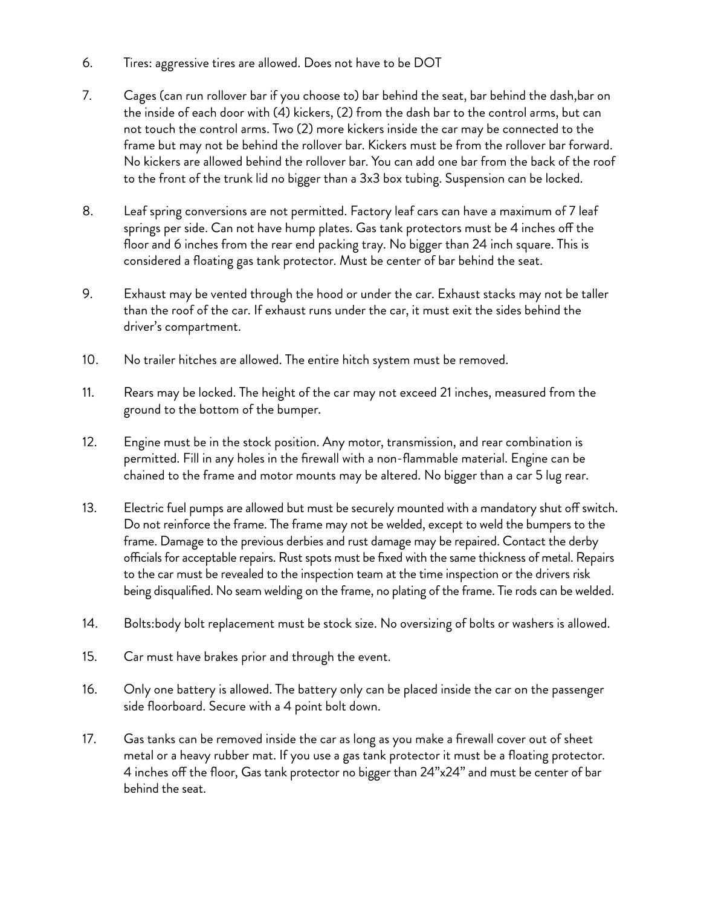6. Tires: aggressive tires are allowed. Does not have to be DOT

7. Cages (can run rollover bar if you choose to) bar behind the seat, bar behind the dash,bar on the inside of each door with (4) kickers, (2) from the dash bar to the control arms, but can not touch the control arms. Two (2) more kickers inside the car may be connected to the frame but may not be behind the rollover bar. Kickers must be from the rollover bar forward. No kickers are allowed behind the rollover bar. You can add one bar from the back of the roof to the front of the trunk lid no bigger than a 3x3 box tubing. Suspension can be locked.

8. Leaf spring conversions are not permitted. Factory leaf cars can have a maximum of 7 leaf springs per side. Can not have hump plates. Gas tank protectors must be 4 inches off the floor and 6 inches from the rear end packing tray. No bigger than 24 inch square. This is considered a floating gas tank protector. Must be center of bar behind the seat.

9. Exhaust may be vented through the hood or under the car. Exhaust stacks may not be taller than the roof of the car. If exhaust runs under the car, it must exit the sides behind the driver's compartment.

10. No trailer hitches are allowed. The entire hitch system must be removed.

11. Rears may be locked. The height of the car may not exceed 21 inches, measured from the ground to the bottom of the bumper.

12. Engine must be in the stock position. Any motor, transmission, and rear combination is permitted. Fill in any holes in the firewall with a non-flammable material. Engine can be chained to the frame and motor mounts may be altered. No bigger than a car 5 lug rear.

13. Electric fuel pumps are allowed but must be securely mounted with a mandatory shut off switch. Do not reinforce the frame. The frame may not be welded, except to weld the bumpers to the frame. Damage to the previous derbies and rust damage may be repaired. Contact the derby officials for acceptable repairs. Rust spots must be fixed with the same thickness of metal. Repairs to the car must be revealed to the inspection team at the time inspection or the drivers risk being disqualified. No seam welding on the frame, no plating of the frame. Tie rods can be welded.

14. Bolts:body bolt replacement must be stock size. No oversizing of bolts or washers is allowed.

15. Car must have brakes prior and through the event.

16. Only one battery is allowed. The battery only can be placed inside the car on the passenger side floorboard. Secure with a 4 point bolt down.

17. Gas tanks can be removed inside the car as long as you make a firewall cover out of sheet metal or a heavy rubber mat. If you use a gas tank protector it must be a floating protector. 4 inches off the floor, Gas tank protector no bigger than 24"x24" and must be center of bar behind the seat.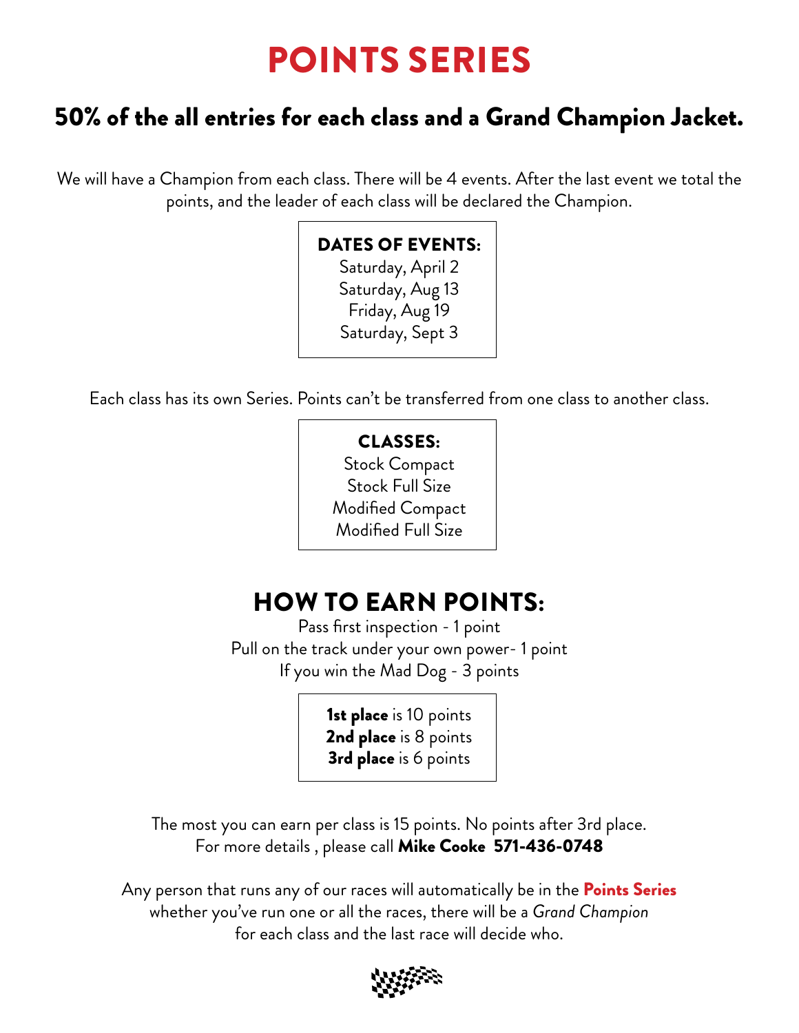# POINTS SERIES

## 50% of the all entries for each class and a Grand Champion Jacket.

We will have a Champion from each class. There will be 4 events. After the last event we total the points, and the leader of each class will be declared the Champion.

**DATES OF EVENTS:**
Saturday, April 2
Saturday, Aug 13
Friday, Aug 19
Saturday, Sept 3

Each class has its own Series. Points can't be transferred from one class to another class.

**CLASSES:**
Stock Compact
Stock Full Size
Modified Compact
Modified Full Size

## HOW TO EARN POINTS:

Pass first inspection - 1 point
Pull on the track under your own power- 1 point
If you win the Mad Dog - 3 points

**1st place** is 10 points
**2nd place** is 8 points
**3rd place** is 6 points

The most you can earn per class is 15 points. No points after 3rd place.
For more details , please call **Mike Cooke 571-436-0748**

Any person that runs any of our races will automatically be in the **Points Series** whether you've run one or all the races, there will be a *Grand Champion* for each class and the last race will decide who.